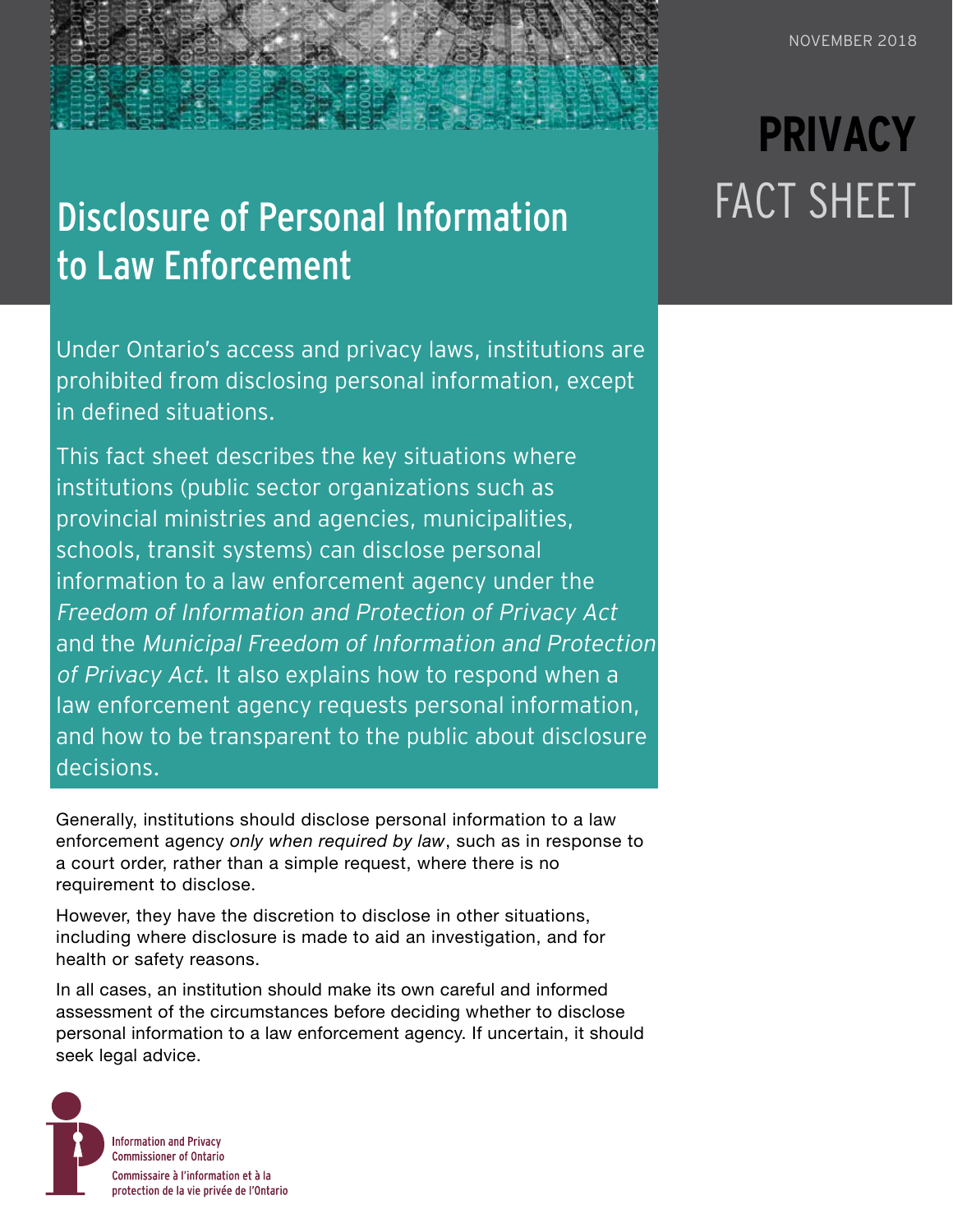NOVEMBER 2018

**PRIVACY** FACT SHEET

# Disclosure of Personal Information to Law Enforcement

Under Ontario's access and privacy laws, institutions are prohibited from disclosing personal information, except in defined situations.

This fact sheet describes the key situations where institutions (public sector organizations such as provincial ministries and agencies, municipalities, schools, transit systems) can disclose personal information to a law enforcement agency under the *Freedom of Information and Protection of Privacy Act* and the *Municipal Freedom of Information and Protection of Privacy Act*. It also explains how to respond when a law enforcement agency requests personal information, and how to be transparent to the public about disclosure decisions.

Generally, institutions should disclose personal information to a law enforcement agency *only when required by law*, such as in response to a court order, rather than a simple request, where there is no requirement to disclose.

However, they have the discretion to disclose in other situations, including where disclosure is made to aid an investigation, and for health or safety reasons.

In all cases, an institution should make its own careful and informed assessment of the circumstances before deciding whether to disclose personal information to a law enforcement agency. If uncertain, it should seek legal advice.

Information and Privacy Commissioner of Ontario
Commissaire à l'information et à la protection de la vie privée de l'Ontario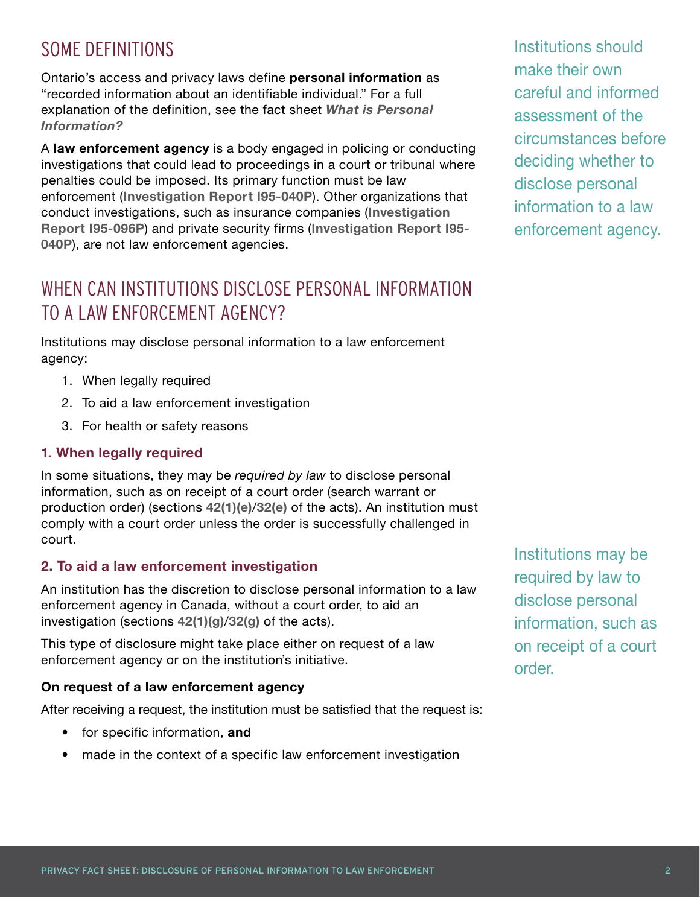## SOME DEFINITIONS

Ontario's access and privacy laws define **personal information** as "recorded information about an identifiable individual." For a full explanation of the definition, see the fact sheet ***What is Personal Information?***

A **law enforcement agency** is a body engaged in policing or conducting investigations that could lead to proceedings in a court or tribunal where penalties could be imposed. Its primary function must be law enforcement (**Investigation Report I95-040P**). Other organizations that conduct investigations, such as insurance companies (**Investigation Report I95-096P**) and private security firms (**Investigation Report I95-040P**), are not law enforcement agencies.

Institutions should make their own careful and informed assessment of the circumstances before deciding whether to disclose personal information to a law enforcement agency.

## WHEN CAN INSTITUTIONS DISCLOSE PERSONAL INFORMATION TO A LAW ENFORCEMENT AGENCY?

Institutions may disclose personal information to a law enforcement agency:

1. When legally required
2. To aid a law enforcement investigation
3. For health or safety reasons

### 1. When legally required

In some situations, they may be *required by law* to disclose personal information, such as on receipt of a court order (search warrant or production order) (sections **42(1)(e)**/**32(e)** of the acts). An institution must comply with a court order unless the order is successfully challenged in court.

Institutions may be required by law to disclose personal information, such as on receipt of a court order.

### 2. To aid a law enforcement investigation

An institution has the discretion to disclose personal information to a law enforcement agency in Canada, without a court order, to aid an investigation (sections **42(1)(g)**/**32(g)** of the acts).

This type of disclosure might take place either on request of a law enforcement agency or on the institution's initiative.

**On request of a law enforcement agency**

After receiving a request, the institution must be satisfied that the request is:

- for specific information, **and**
- made in the context of a specific law enforcement investigation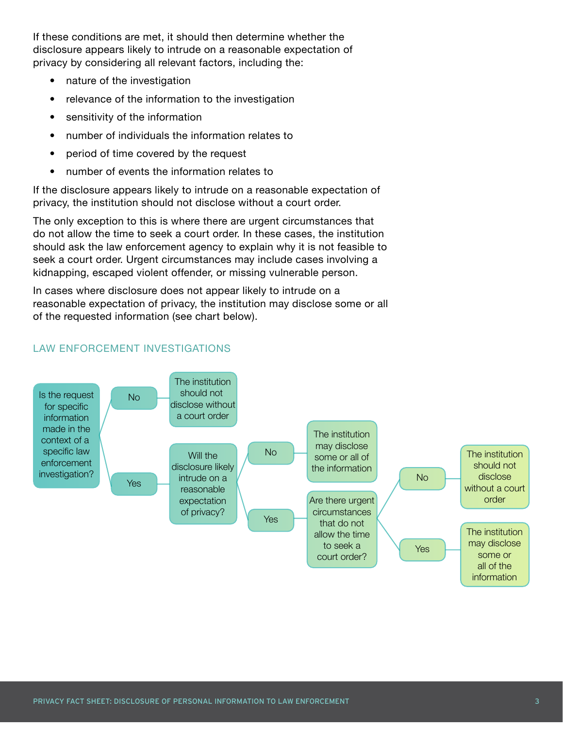If these conditions are met, it should then determine whether the disclosure appears likely to intrude on a reasonable expectation of privacy by considering all relevant factors, including the:

- nature of the investigation
- relevance of the information to the investigation
- sensitivity of the information
- number of individuals the information relates to
- period of time covered by the request
- number of events the information relates to

If the disclosure appears likely to intrude on a reasonable expectation of privacy, the institution should not disclose without a court order.

The only exception to this is where there are urgent circumstances that do not allow the time to seek a court order. In these cases, the institution should ask the law enforcement agency to explain why it is not feasible to seek a court order. Urgent circumstances may include cases involving a kidnapping, escaped violent offender, or missing vulnerable person.

In cases where disclosure does not appear likely to intrude on a reasonable expectation of privacy, the institution may disclose some or all of the requested information (see chart below).

## LAW ENFORCEMENT INVESTIGATIONS

Is the request for specific information made in the context of a specific law enforcement investigation?

- No → The institution should not disclose without a court order
- Yes → Will the disclosure likely intrude on a reasonable expectation of privacy?
  - No → The institution may disclose some or all of the information
  - Yes → Are there urgent circumstances that do not allow the time to seek a court order?
    - No → The institution should not disclose without a court order
    - Yes → The institution may disclose some or all of the information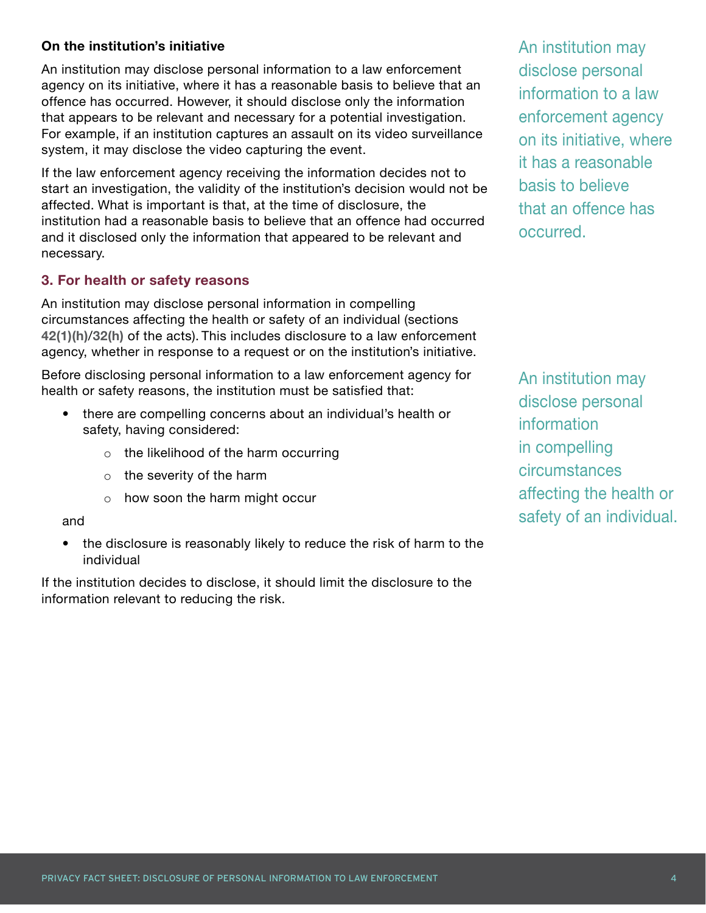**On the institution's initiative**

An institution may disclose personal information to a law enforcement agency on its initiative, where it has a reasonable basis to believe that an offence has occurred. However, it should disclose only the information that appears to be relevant and necessary for a potential investigation. For example, if an institution captures an assault on its video surveillance system, it may disclose the video capturing the event.

If the law enforcement agency receiving the information decides not to start an investigation, the validity of the institution's decision would not be affected. What is important is that, at the time of disclosure, the institution had a reasonable basis to believe that an offence had occurred and it disclosed only the information that appeared to be relevant and necessary.

An institution may disclose personal information to a law enforcement agency on its initiative, where it has a reasonable basis to believe that an offence has occurred.

### 3. For health or safety reasons

An institution may disclose personal information in compelling circumstances affecting the health or safety of an individual (sections **42(1)(h)**/**32(h)** of the acts). This includes disclosure to a law enforcement agency, whether in response to a request or on the institution's initiative.

Before disclosing personal information to a law enforcement agency for health or safety reasons, the institution must be satisfied that:

- there are compelling concerns about an individual's health or safety, having considered:
  - the likelihood of the harm occurring
  - the severity of the harm
  - how soon the harm might occur

and

- the disclosure is reasonably likely to reduce the risk of harm to the individual

If the institution decides to disclose, it should limit the disclosure to the information relevant to reducing the risk.

An institution may disclose personal information in compelling circumstances affecting the health or safety of an individual.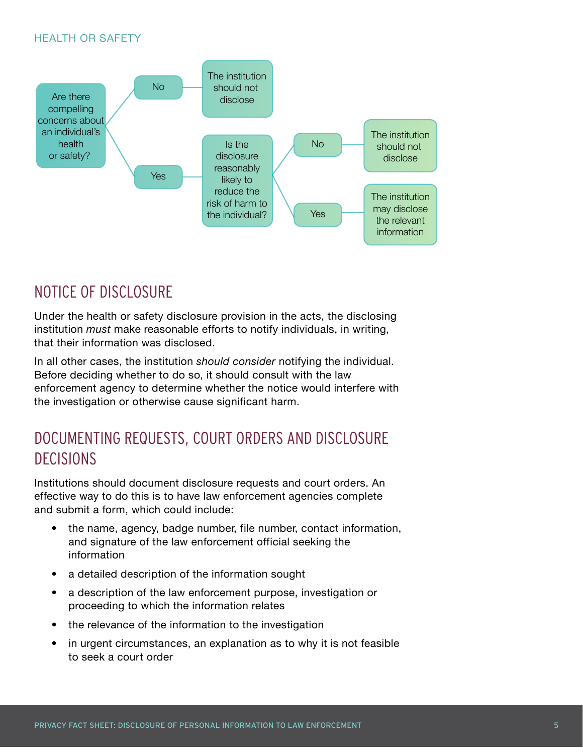HEALTH OR SAFETY

- Are there compelling concerns about an individual's health or safety?
  - No → The institution should not disclose
  - Yes → Is the disclosure reasonably likely to reduce the risk of harm to the individual?
    - No → The institution should not disclose
    - Yes → The institution may disclose the relevant information

## NOTICE OF DISCLOSURE

Under the health or safety disclosure provision in the acts, the disclosing institution *must* make reasonable efforts to notify individuals, in writing, that their information was disclosed.

In all other cases, the institution *should consider* notifying the individual. Before deciding whether to do so, it should consult with the law enforcement agency to determine whether the notice would interfere with the investigation or otherwise cause significant harm.

## DOCUMENTING REQUESTS, COURT ORDERS AND DISCLOSURE DECISIONS

Institutions should document disclosure requests and court orders. An effective way to do this is to have law enforcement agencies complete and submit a form, which could include:

- the name, agency, badge number, file number, contact information, and signature of the law enforcement official seeking the information
- a detailed description of the information sought
- a description of the law enforcement purpose, investigation or proceeding to which the information relates
- the relevance of the information to the investigation
- in urgent circumstances, an explanation as to why it is not feasible to seek a court order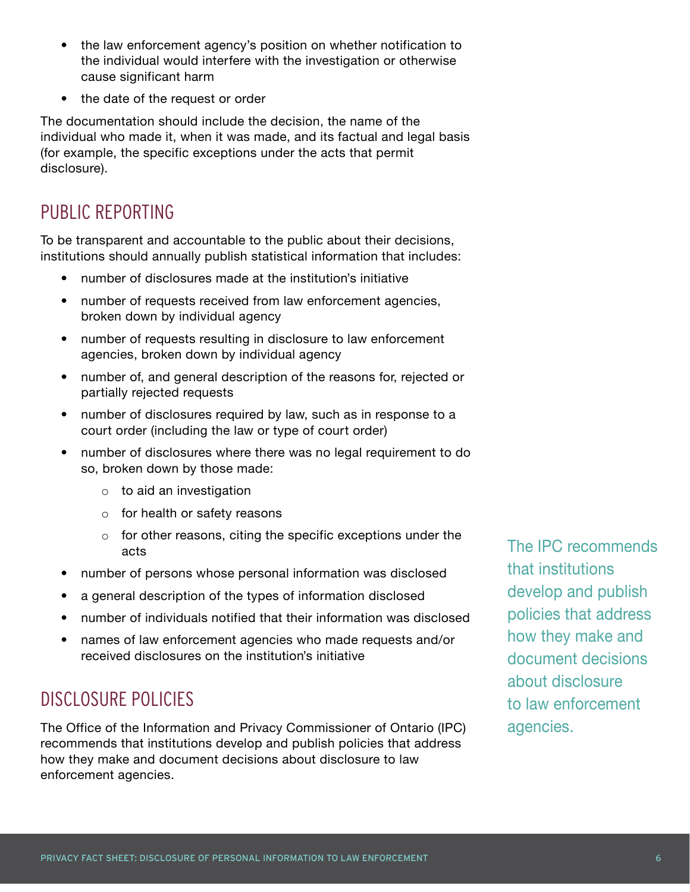- the law enforcement agency's position on whether notification to the individual would interfere with the investigation or otherwise cause significant harm
- the date of the request or order

The documentation should include the decision, the name of the individual who made it, when it was made, and its factual and legal basis (for example, the specific exceptions under the acts that permit disclosure).

## PUBLIC REPORTING

To be transparent and accountable to the public about their decisions, institutions should annually publish statistical information that includes:

- number of disclosures made at the institution's initiative
- number of requests received from law enforcement agencies, broken down by individual agency
- number of requests resulting in disclosure to law enforcement agencies, broken down by individual agency
- number of, and general description of the reasons for, rejected or partially rejected requests
- number of disclosures required by law, such as in response to a court order (including the law or type of court order)
- number of disclosures where there was no legal requirement to do so, broken down by those made:
    - to aid an investigation
    - for health or safety reasons
    - for other reasons, citing the specific exceptions under the acts
- number of persons whose personal information was disclosed
- a general description of the types of information disclosed
- number of individuals notified that their information was disclosed
- names of law enforcement agencies who made requests and/or received disclosures on the institution's initiative

## DISCLOSURE POLICIES

The Office of the Information and Privacy Commissioner of Ontario (IPC) recommends that institutions develop and publish policies that address how they make and document decisions about disclosure to law enforcement agencies.

The IPC recommends that institutions develop and publish policies that address how they make and document decisions about disclosure to law enforcement agencies.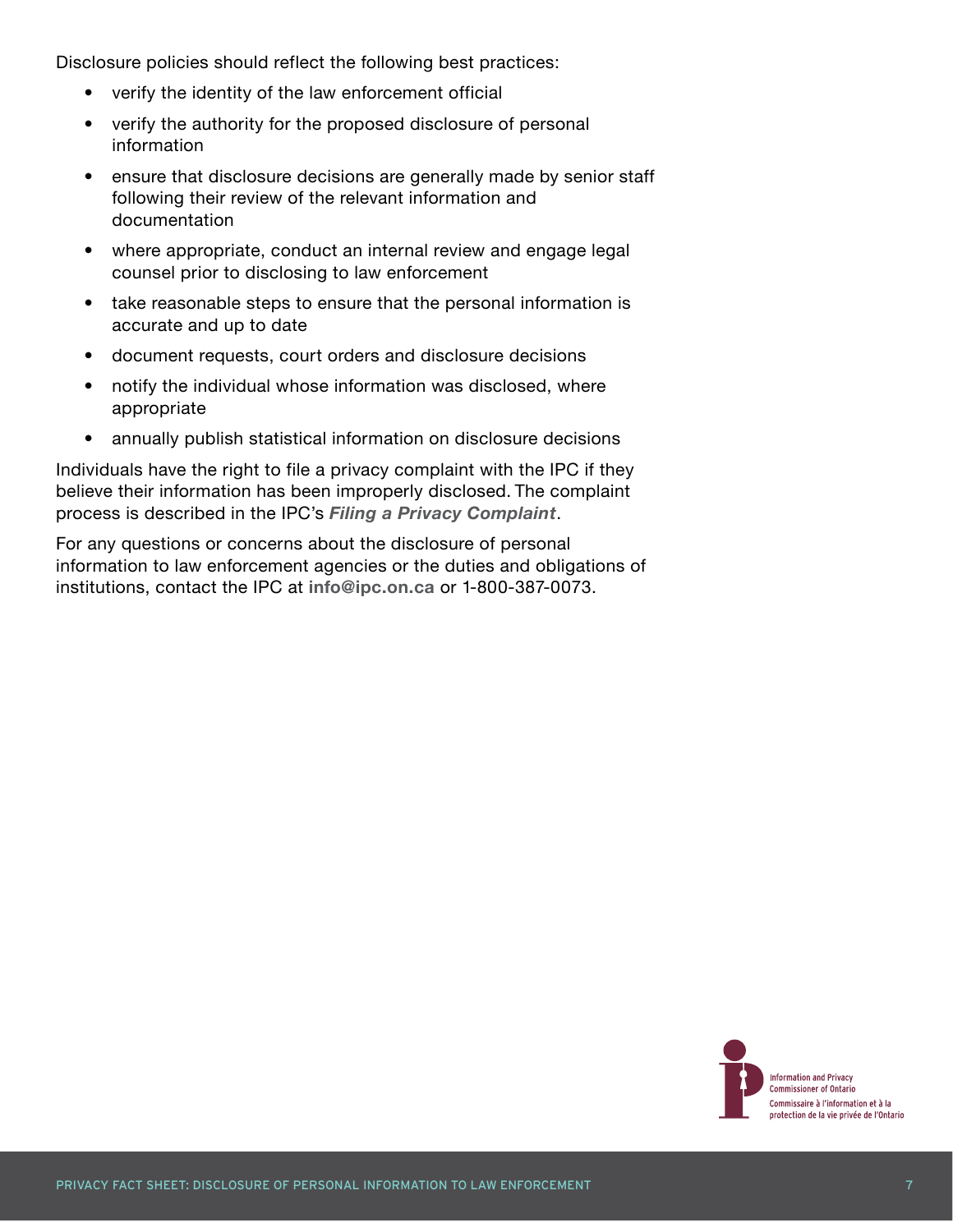Disclosure policies should reflect the following best practices:

- verify the identity of the law enforcement official
- verify the authority for the proposed disclosure of personal information
- ensure that disclosure decisions are generally made by senior staff following their review of the relevant information and documentation
- where appropriate, conduct an internal review and engage legal counsel prior to disclosing to law enforcement
- take reasonable steps to ensure that the personal information is accurate and up to date
- document requests, court orders and disclosure decisions
- notify the individual whose information was disclosed, where appropriate
- annually publish statistical information on disclosure decisions

Individuals have the right to file a privacy complaint with the IPC if they believe their information has been improperly disclosed. The complaint process is described in the IPC's ***Filing a Privacy Complaint***.

For any questions or concerns about the disclosure of personal information to law enforcement agencies or the duties and obligations of institutions, contact the IPC at **info@ipc.on.ca** or 1-800-387-0073.

Information and Privacy Commissioner of Ontario
Commissaire à l'information et à la protection de la vie privée de l'Ontario